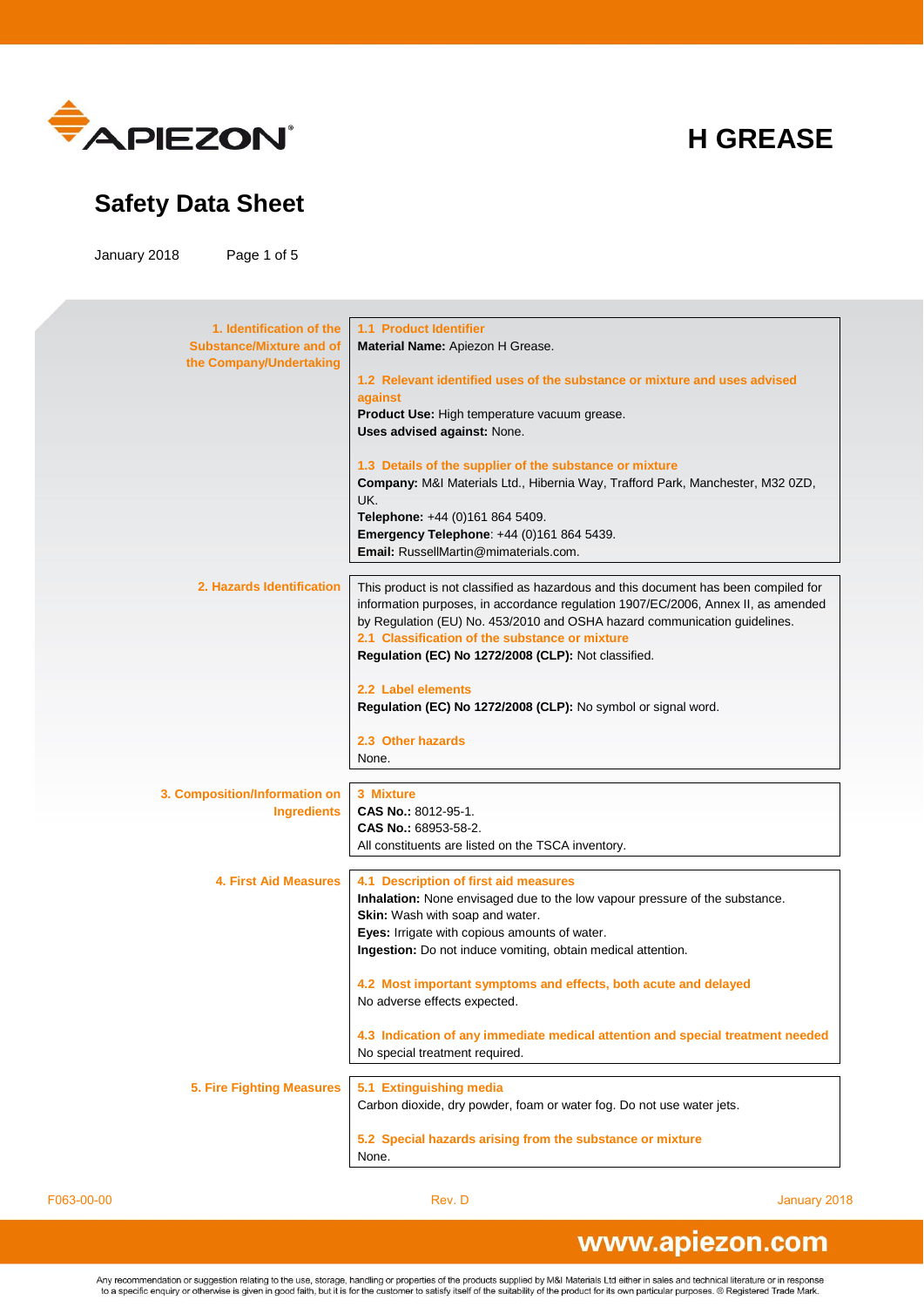# H GREASE

## Safety Data Sheet

January 2018

## 1. Identification of the Substance/Mixture and of the Company/Undertaking

### 1.1 Product Identifier

**Material Name:** Apiezon H Grease.

### 1.2 Relevant identified uses of the substance or mixture and uses advised against

**Product Use:** High temperature vacuum grease.
**Uses advised against:** None.

### 1.3 Details of the supplier of the substance or mixture

**Company:** M&I Materials Ltd., Hibernia Way, Trafford Park, Manchester, M32 0ZD, UK.
**Telephone:** +44 (0)161 864 5409.
**Emergency Telephone**: +44 (0)161 864 5439.
**Email:** RussellMartin@mimaterials.com.

## 2. Hazards Identification

This product is not classified as hazardous and this document has been compiled for information purposes, in accordance regulation 1907/EC/2006, Annex II, as amended by Regulation (EU) No. 453/2010 and OSHA hazard communication guidelines.

### 2.1 Classification of the substance or mixture

**Regulation (EC) No 1272/2008 (CLP):** Not classified.

### 2.2 Label elements

**Regulation (EC) No 1272/2008 (CLP):** No symbol or signal word.

### 2.3 Other hazards

None.

## 3. Composition/Information on Ingredients

### 3 Mixture

**CAS No.:** 8012-95-1.
**CAS No.:** 68953-58-2.
All constituents are listed on the TSCA inventory.

## 4. First Aid Measures

### 4.1 Description of first aid measures

**Inhalation:** None envisaged due to the low vapour pressure of the substance.
**Skin:** Wash with soap and water.
**Eyes:** Irrigate with copious amounts of water.
**Ingestion:** Do not induce vomiting, obtain medical attention.

### 4.2 Most important symptoms and effects, both acute and delayed

No adverse effects expected.

### 4.3 Indication of any immediate medical attention and special treatment needed

No special treatment required.

## 5. Fire Fighting Measures

### 5.1 Extinguishing media

Carbon dioxide, dry powder, foam or water fog. Do not use water jets.

### 5.2 Special hazards arising from the substance or mixture

None.

F063-00-00 Rev. D January 2018

www.apiezon.com

Any recommendation or suggestion relating to the use, storage, handling or properties of the products supplied by M&I Materials Ltd either in sales and technical literature or in response to a specific enquiry or otherwise is given in good faith, but it is for the customer to satisfy itself of the suitability of the product for its own particular purposes. ® Registered Trade Mark.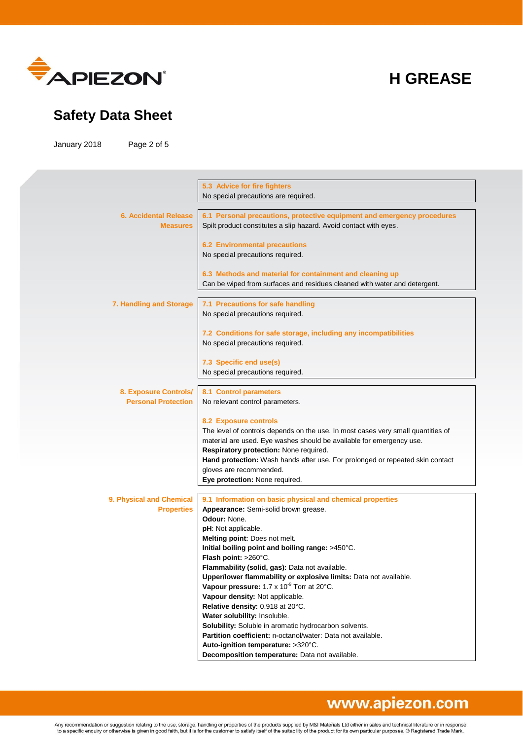#### 5.3 Advice for fire fighters
No special precautions are required.

## 6. Accidental Release Measures

#### 6.1 Personal precautions, protective equipment and emergency procedures
Spilt product constitutes a slip hazard. Avoid contact with eyes.

#### 6.2 Environmental precautions
No special precautions required.

#### 6.3 Methods and material for containment and cleaning up
Can be wiped from surfaces and residues cleaned with water and detergent.

## 7. Handling and Storage

#### 7.1 Precautions for safe handling
No special precautions required.

#### 7.2 Conditions for safe storage, including any incompatibilities
No special precautions required.

#### 7.3 Specific end use(s)
No special precautions required.

## 8. Exposure Controls/ Personal Protection

#### 8.1 Control parameters
No relevant control parameters.

#### 8.2 Exposure controls
The level of controls depends on the use. In most cases very small quantities of material are used. Eye washes should be available for emergency use.

**Respiratory protection:** None required.

**Hand protection:** Wash hands after use. For prolonged or repeated skin contact gloves are recommended.

**Eye protection:** None required.

## 9. Physical and Chemical Properties

#### 9.1 Information on basic physical and chemical properties
**Appearance:** Semi-solid brown grease.

**Odour:** None.

**pH**: Not applicable.

**Melting point:** Does not melt.

**Initial boiling point and boiling range:** >450°C.

**Flash point:** >260°C.

**Flammability (solid, gas):** Data not available.

**Upper/lower flammability or explosive limits:** Data not available.

**Vapour pressure:** $1.7 \times 10^{-9}$ Torr at 20°C.

**Vapour density:** Not applicable.

**Relative density:** 0.918 at 20°C.

**Water solubility:** Insoluble.

**Solubility:** Soluble in aromatic hydrocarbon solvents.

**Partition coefficient:** n-octanol/water: Data not available.

**Auto-ignition temperature:** >320°C.

**Decomposition temperature:** Data not available.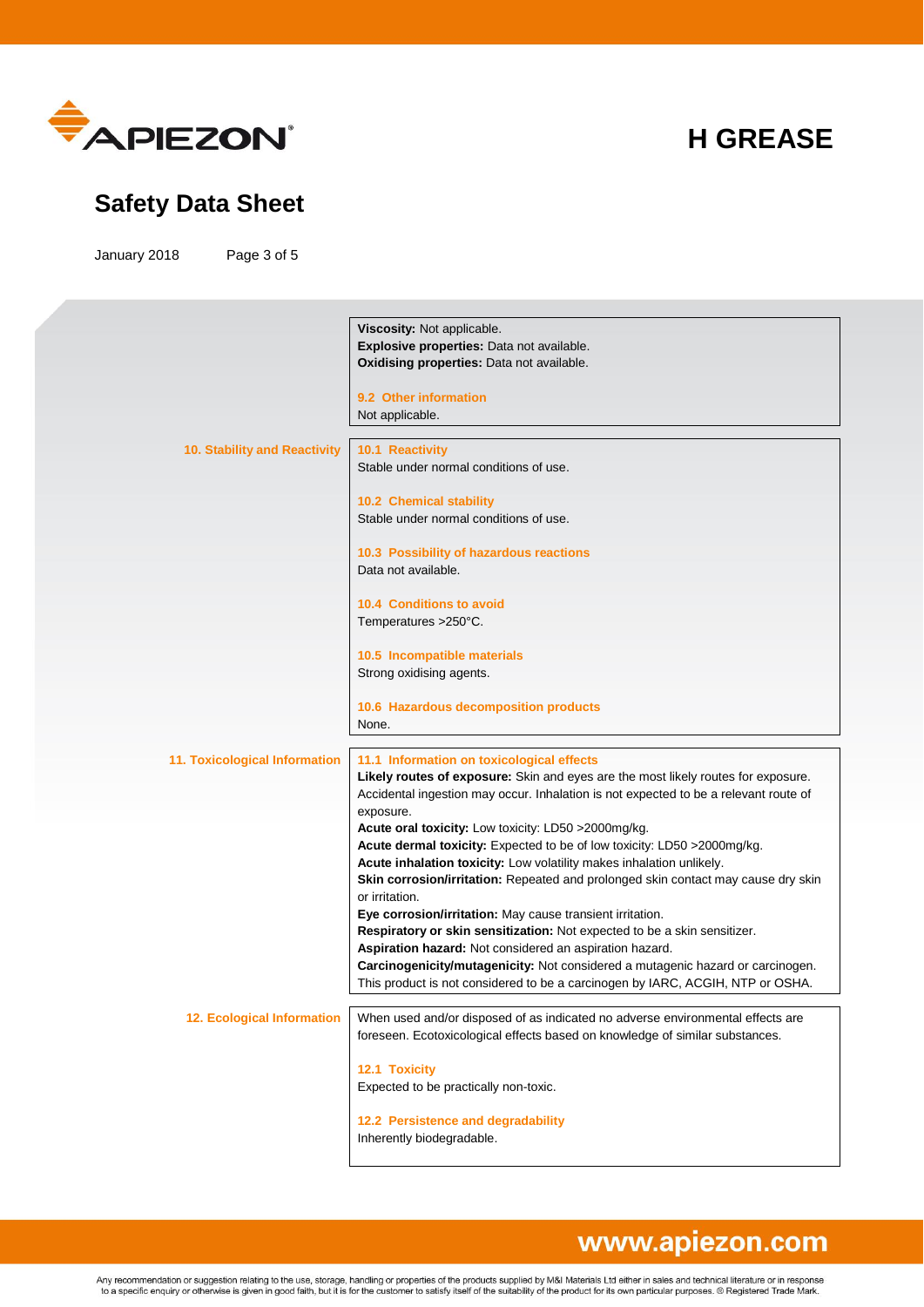**Viscosity:** Not applicable.
**Explosive properties:** Data not available.
**Oxidising properties:** Data not available.

### 9.2 Other information

Not applicable.

## 10. Stability and Reactivity

### 10.1 Reactivity

Stable under normal conditions of use.

### 10.2 Chemical stability

Stable under normal conditions of use.

### 10.3 Possibility of hazardous reactions

Data not available.

### 10.4 Conditions to avoid

Temperatures >250°C.

### 10.5 Incompatible materials

Strong oxidising agents.

### 10.6 Hazardous decomposition products

None.

## 11. Toxicological Information

### 11.1 Information on toxicological effects

**Likely routes of exposure:** Skin and eyes are the most likely routes for exposure. Accidental ingestion may occur. Inhalation is not expected to be a relevant route of exposure.
**Acute oral toxicity:** Low toxicity: LD50 >2000mg/kg.
**Acute dermal toxicity:** Expected to be of low toxicity: LD50 >2000mg/kg.
**Acute inhalation toxicity:** Low volatility makes inhalation unlikely.
**Skin corrosion/irritation:** Repeated and prolonged skin contact may cause dry skin or irritation.
**Eye corrosion/irritation:** May cause transient irritation.
**Respiratory or skin sensitization:** Not expected to be a skin sensitizer.
**Aspiration hazard:** Not considered an aspiration hazard.
**Carcinogenicity/mutagenicity:** Not considered a mutagenic hazard or carcinogen. This product is not considered to be a carcinogen by IARC, ACGIH, NTP or OSHA.

## 12. Ecological Information

When used and/or disposed of as indicated no adverse environmental effects are foreseen. Ecotoxicological effects based on knowledge of similar substances.

### 12.1 Toxicity

Expected to be practically non-toxic.

### 12.2 Persistence and degradability

Inherently biodegradable.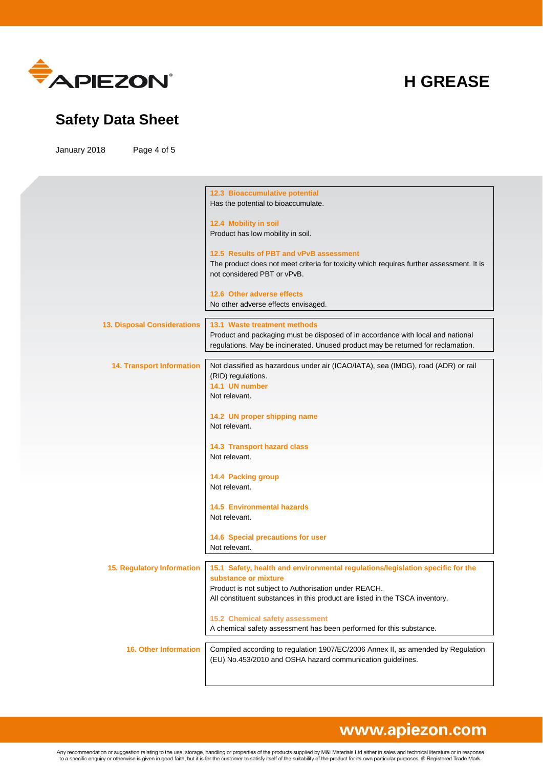### 12.3 Bioaccumulative potential

Has the potential to bioaccumulate.

### 12.4 Mobility in soil

Product has low mobility in soil.

### 12.5 Results of PBT and vPvB assessment

The product does not meet criteria for toxicity which requires further assessment. It is not considered PBT or vPvB.

### 12.6 Other adverse effects

No other adverse effects envisaged.

## 13. Disposal Considerations

### 13.1 Waste treatment methods

Product and packaging must be disposed of in accordance with local and national regulations. May be incinerated. Unused product may be returned for reclamation.

## 14. Transport Information

Not classified as hazardous under air (ICAO/IATA), sea (IMDG), road (ADR) or rail (RID) regulations.

### 14.1 UN number

Not relevant.

### 14.2 UN proper shipping name

Not relevant.

### 14.3 Transport hazard class

Not relevant.

### 14.4 Packing group

Not relevant.

### 14.5 Environmental hazards

Not relevant.

### 14.6 Special precautions for user

Not relevant.

## 15. Regulatory Information

### 15.1 Safety, health and environmental regulations/legislation specific for the substance or mixture

Product is not subject to Authorisation under REACH.
All constituent substances in this product are listed in the TSCA inventory.

### 15.2 Chemical safety assessment

A chemical safety assessment has been performed for this substance.

## 16. Other Information

Compiled according to regulation 1907/EC/2006 Annex II, as amended by Regulation (EU) No.453/2010 and OSHA hazard communication guidelines.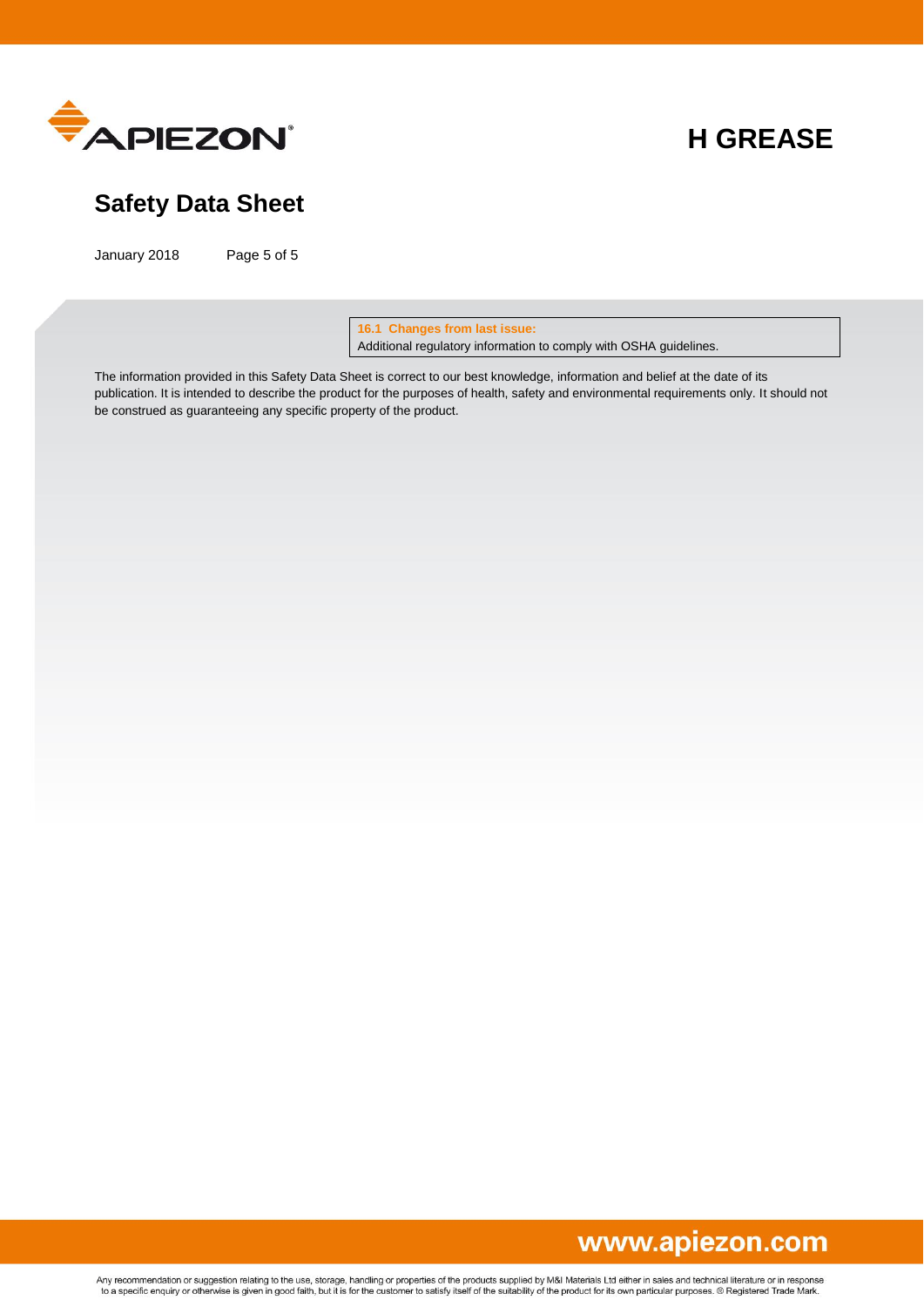**16.1 Changes from last issue:**
Additional regulatory information to comply with OSHA guidelines.

The information provided in this Safety Data Sheet is correct to our best knowledge, information and belief at the date of its publication. It is intended to describe the product for the purposes of health, safety and environmental requirements only. It should not be construed as guaranteeing any specific property of the product.